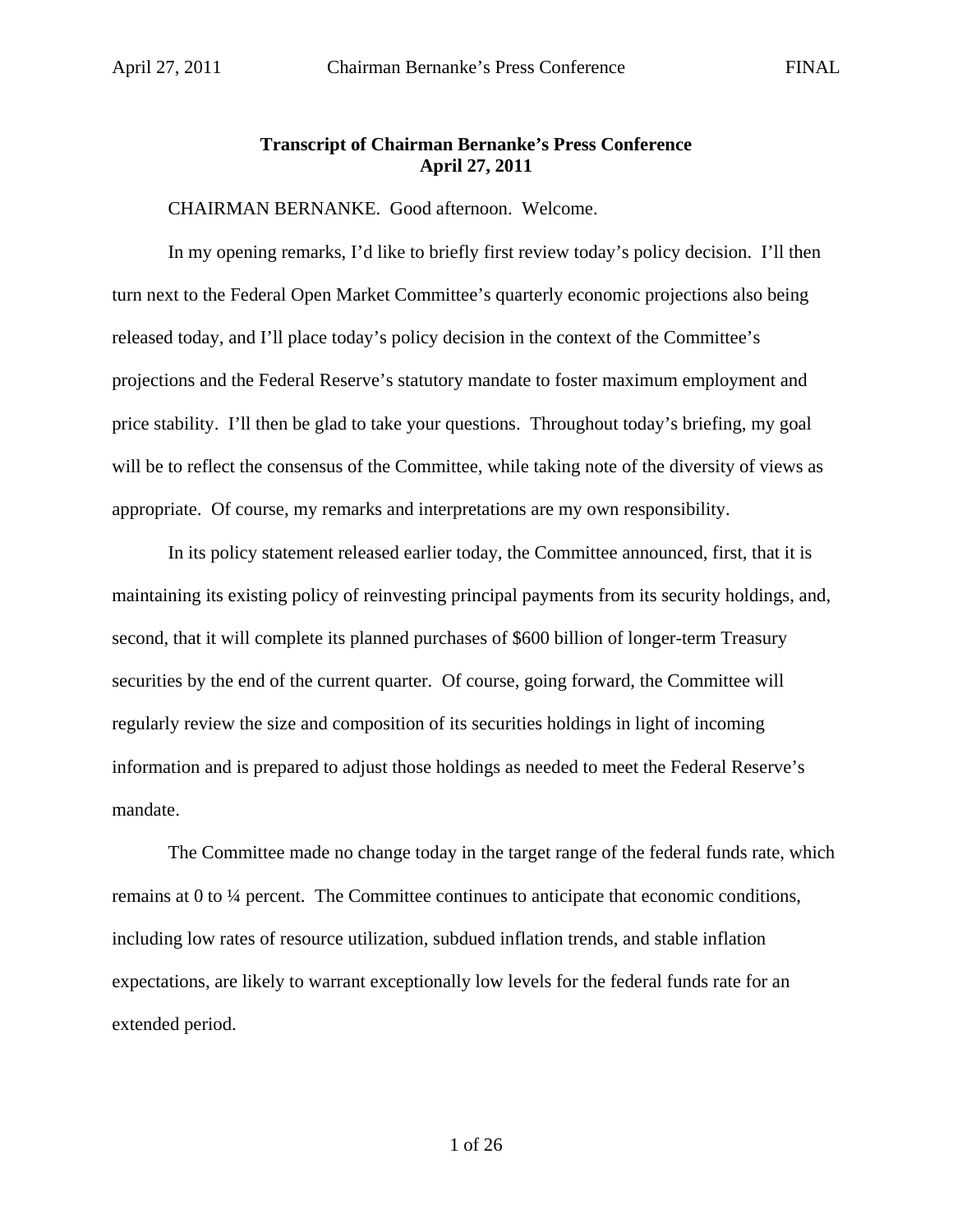**Transcript of Chairman Bernanke's Press Conference**
**April 27, 2011**

CHAIRMAN BERNANKE. Good afternoon. Welcome.

In my opening remarks, I'd like to briefly first review today's policy decision. I'll then turn next to the Federal Open Market Committee's quarterly economic projections also being released today, and I'll place today's policy decision in the context of the Committee's projections and the Federal Reserve's statutory mandate to foster maximum employment and price stability. I'll then be glad to take your questions. Throughout today's briefing, my goal will be to reflect the consensus of the Committee, while taking note of the diversity of views as appropriate. Of course, my remarks and interpretations are my own responsibility.

In its policy statement released earlier today, the Committee announced, first, that it is maintaining its existing policy of reinvesting principal payments from its security holdings, and, second, that it will complete its planned purchases of $600 billion of longer-term Treasury securities by the end of the current quarter. Of course, going forward, the Committee will regularly review the size and composition of its securities holdings in light of incoming information and is prepared to adjust those holdings as needed to meet the Federal Reserve's mandate.

The Committee made no change today in the target range of the federal funds rate, which remains at 0 to ¼ percent. The Committee continues to anticipate that economic conditions, including low rates of resource utilization, subdued inflation trends, and stable inflation expectations, are likely to warrant exceptionally low levels for the federal funds rate for an extended period.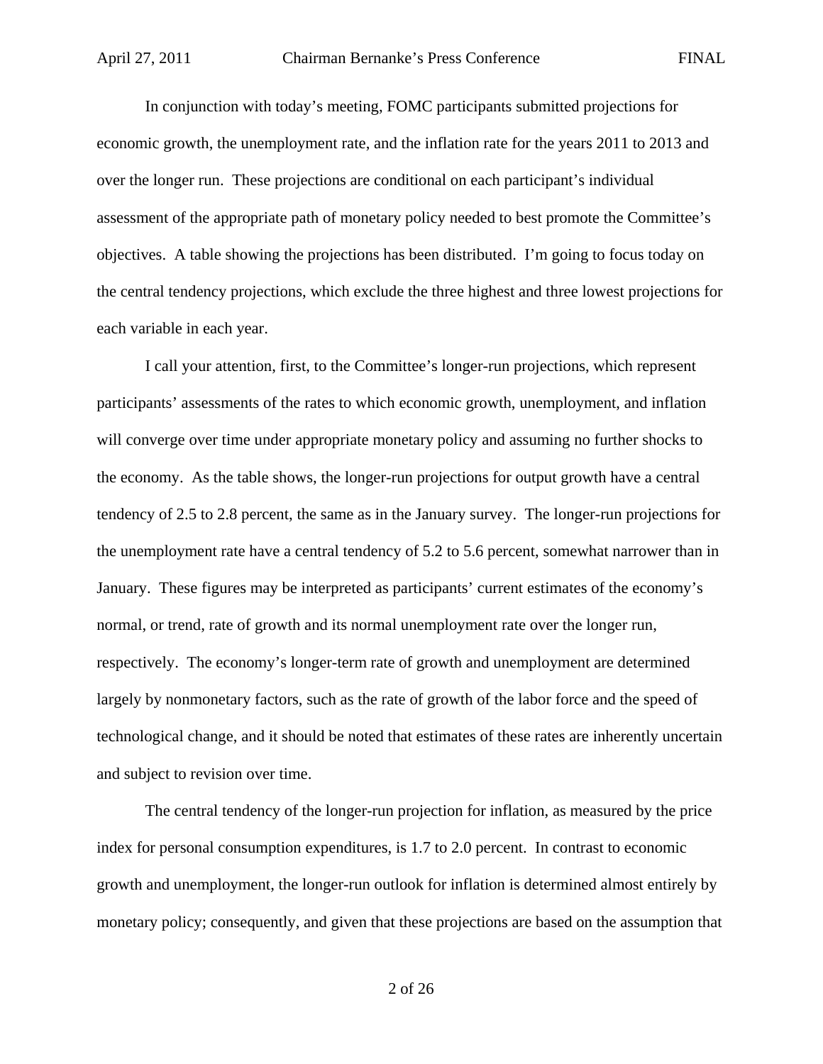In conjunction with today's meeting, FOMC participants submitted projections for economic growth, the unemployment rate, and the inflation rate for the years 2011 to 2013 and over the longer run. These projections are conditional on each participant's individual assessment of the appropriate path of monetary policy needed to best promote the Committee's objectives. A table showing the projections has been distributed. I'm going to focus today on the central tendency projections, which exclude the three highest and three lowest projections for each variable in each year.

I call your attention, first, to the Committee's longer-run projections, which represent participants' assessments of the rates to which economic growth, unemployment, and inflation will converge over time under appropriate monetary policy and assuming no further shocks to the economy. As the table shows, the longer-run projections for output growth have a central tendency of 2.5 to 2.8 percent, the same as in the January survey. The longer-run projections for the unemployment rate have a central tendency of 5.2 to 5.6 percent, somewhat narrower than in January. These figures may be interpreted as participants' current estimates of the economy's normal, or trend, rate of growth and its normal unemployment rate over the longer run, respectively. The economy's longer-term rate of growth and unemployment are determined largely by nonmonetary factors, such as the rate of growth of the labor force and the speed of technological change, and it should be noted that estimates of these rates are inherently uncertain and subject to revision over time.

The central tendency of the longer-run projection for inflation, as measured by the price index for personal consumption expenditures, is 1.7 to 2.0 percent. In contrast to economic growth and unemployment, the longer-run outlook for inflation is determined almost entirely by monetary policy; consequently, and given that these projections are based on the assumption that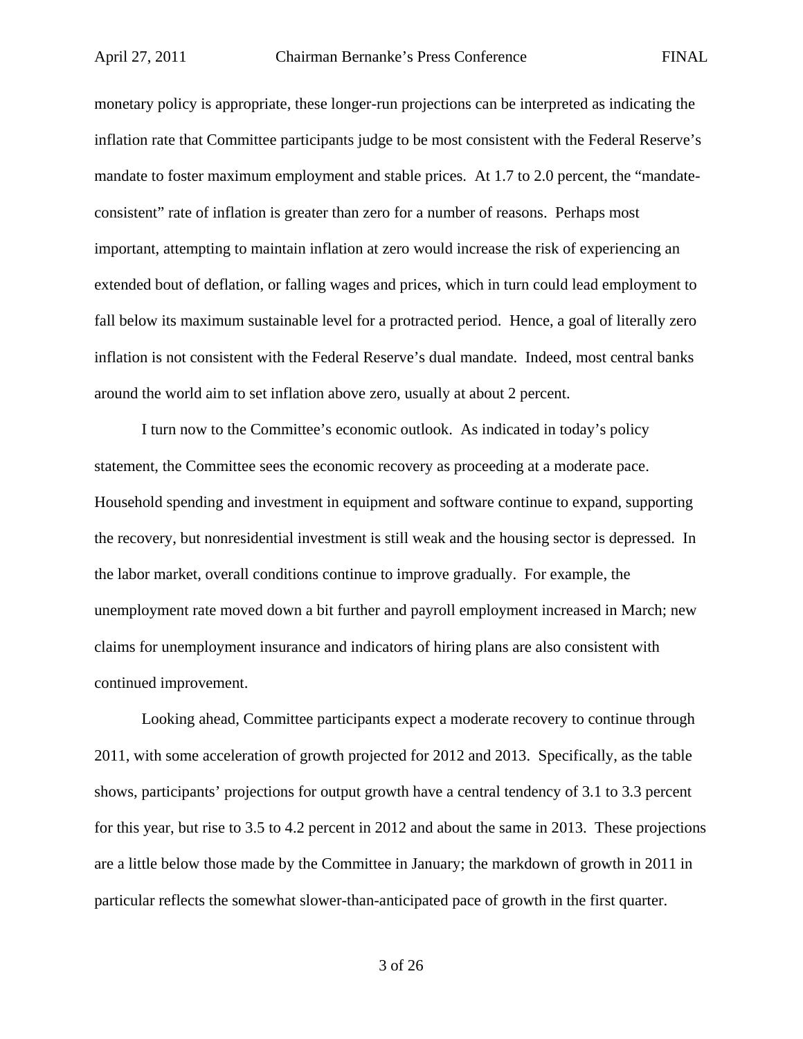monetary policy is appropriate, these longer-run projections can be interpreted as indicating the inflation rate that Committee participants judge to be most consistent with the Federal Reserve's mandate to foster maximum employment and stable prices. At 1.7 to 2.0 percent, the "mandate-consistent" rate of inflation is greater than zero for a number of reasons. Perhaps most important, attempting to maintain inflation at zero would increase the risk of experiencing an extended bout of deflation, or falling wages and prices, which in turn could lead employment to fall below its maximum sustainable level for a protracted period. Hence, a goal of literally zero inflation is not consistent with the Federal Reserve's dual mandate. Indeed, most central banks around the world aim to set inflation above zero, usually at about 2 percent.

I turn now to the Committee's economic outlook. As indicated in today's policy statement, the Committee sees the economic recovery as proceeding at a moderate pace. Household spending and investment in equipment and software continue to expand, supporting the recovery, but nonresidential investment is still weak and the housing sector is depressed. In the labor market, overall conditions continue to improve gradually. For example, the unemployment rate moved down a bit further and payroll employment increased in March; new claims for unemployment insurance and indicators of hiring plans are also consistent with continued improvement.

Looking ahead, Committee participants expect a moderate recovery to continue through 2011, with some acceleration of growth projected for 2012 and 2013. Specifically, as the table shows, participants' projections for output growth have a central tendency of 3.1 to 3.3 percent for this year, but rise to 3.5 to 4.2 percent in 2012 and about the same in 2013. These projections are a little below those made by the Committee in January; the markdown of growth in 2011 in particular reflects the somewhat slower-than-anticipated pace of growth in the first quarter.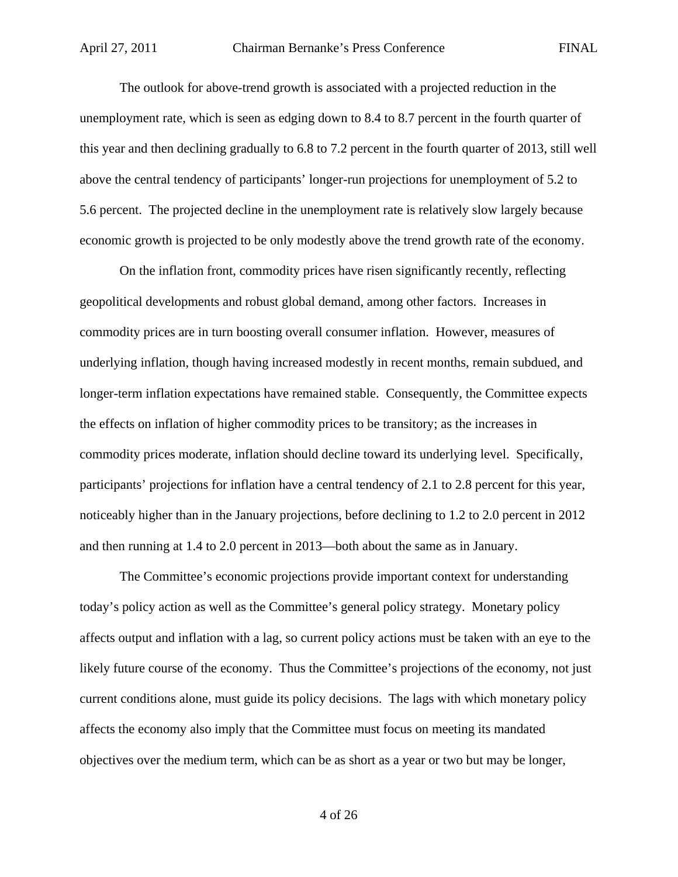The outlook for above-trend growth is associated with a projected reduction in the unemployment rate, which is seen as edging down to 8.4 to 8.7 percent in the fourth quarter of this year and then declining gradually to 6.8 to 7.2 percent in the fourth quarter of 2013, still well above the central tendency of participants' longer-run projections for unemployment of 5.2 to 5.6 percent. The projected decline in the unemployment rate is relatively slow largely because economic growth is projected to be only modestly above the trend growth rate of the economy.

On the inflation front, commodity prices have risen significantly recently, reflecting geopolitical developments and robust global demand, among other factors. Increases in commodity prices are in turn boosting overall consumer inflation. However, measures of underlying inflation, though having increased modestly in recent months, remain subdued, and longer-term inflation expectations have remained stable. Consequently, the Committee expects the effects on inflation of higher commodity prices to be transitory; as the increases in commodity prices moderate, inflation should decline toward its underlying level. Specifically, participants' projections for inflation have a central tendency of 2.1 to 2.8 percent for this year, noticeably higher than in the January projections, before declining to 1.2 to 2.0 percent in 2012 and then running at 1.4 to 2.0 percent in 2013—both about the same as in January.

The Committee's economic projections provide important context for understanding today's policy action as well as the Committee's general policy strategy. Monetary policy affects output and inflation with a lag, so current policy actions must be taken with an eye to the likely future course of the economy. Thus the Committee's projections of the economy, not just current conditions alone, must guide its policy decisions. The lags with which monetary policy affects the economy also imply that the Committee must focus on meeting its mandated objectives over the medium term, which can be as short as a year or two but may be longer,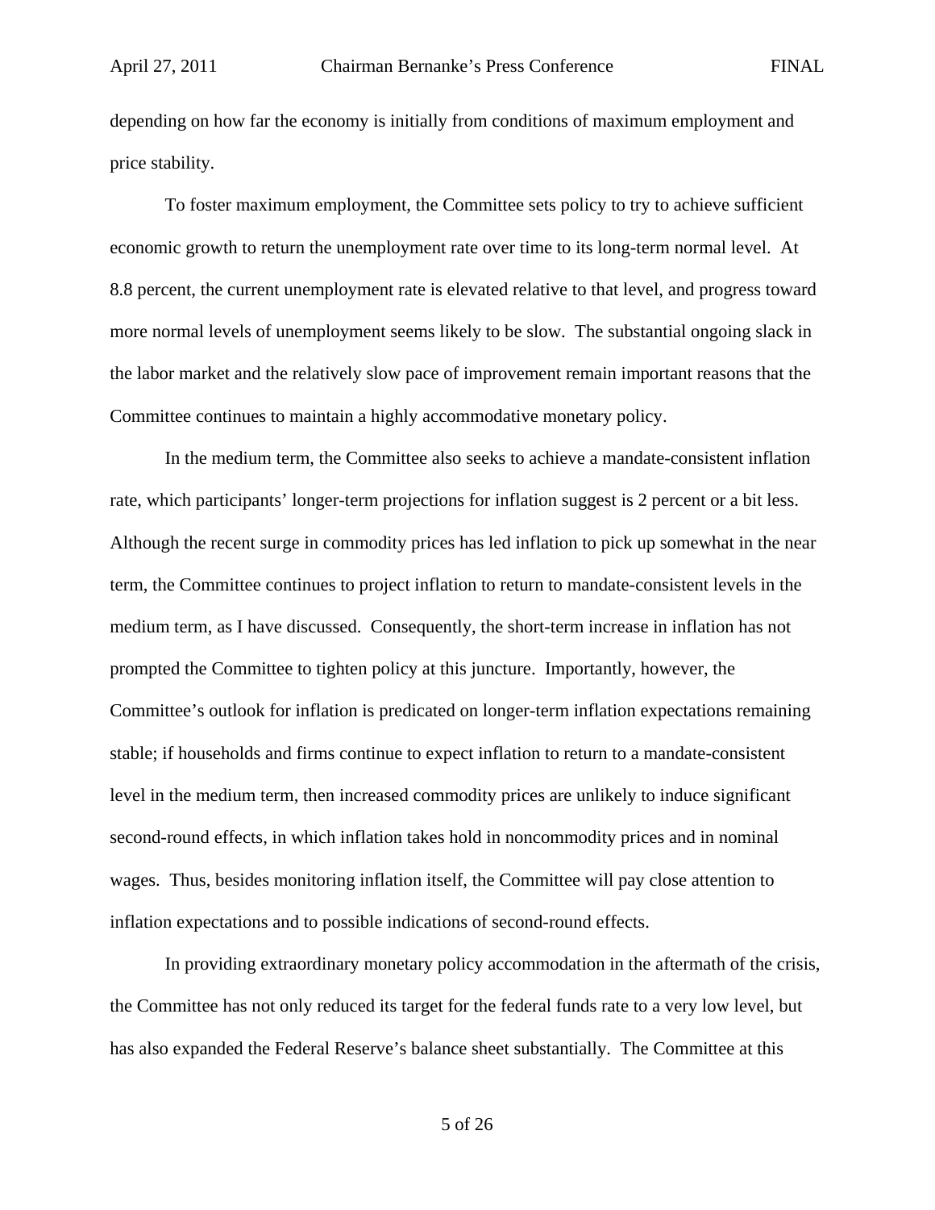depending on how far the economy is initially from conditions of maximum employment and price stability.

To foster maximum employment, the Committee sets policy to try to achieve sufficient economic growth to return the unemployment rate over time to its long-term normal level. At 8.8 percent, the current unemployment rate is elevated relative to that level, and progress toward more normal levels of unemployment seems likely to be slow. The substantial ongoing slack in the labor market and the relatively slow pace of improvement remain important reasons that the Committee continues to maintain a highly accommodative monetary policy.

In the medium term, the Committee also seeks to achieve a mandate-consistent inflation rate, which participants' longer-term projections for inflation suggest is 2 percent or a bit less. Although the recent surge in commodity prices has led inflation to pick up somewhat in the near term, the Committee continues to project inflation to return to mandate-consistent levels in the medium term, as I have discussed. Consequently, the short-term increase in inflation has not prompted the Committee to tighten policy at this juncture. Importantly, however, the Committee's outlook for inflation is predicated on longer-term inflation expectations remaining stable; if households and firms continue to expect inflation to return to a mandate-consistent level in the medium term, then increased commodity prices are unlikely to induce significant second-round effects, in which inflation takes hold in noncommodity prices and in nominal wages. Thus, besides monitoring inflation itself, the Committee will pay close attention to inflation expectations and to possible indications of second-round effects.

In providing extraordinary monetary policy accommodation in the aftermath of the crisis, the Committee has not only reduced its target for the federal funds rate to a very low level, but has also expanded the Federal Reserve's balance sheet substantially. The Committee at this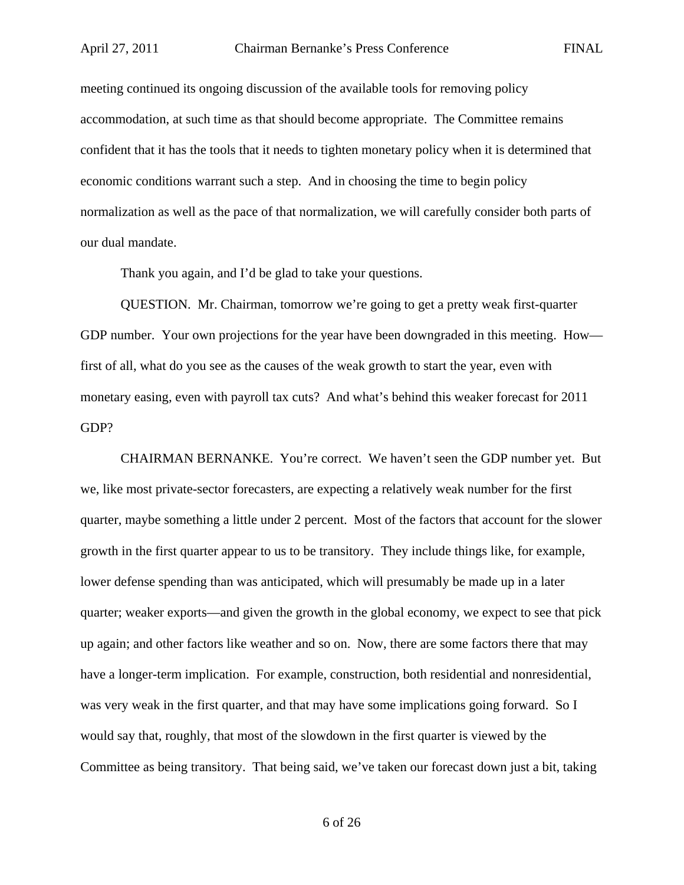meeting continued its ongoing discussion of the available tools for removing policy accommodation, at such time as that should become appropriate. The Committee remains confident that it has the tools that it needs to tighten monetary policy when it is determined that economic conditions warrant such a step. And in choosing the time to begin policy normalization as well as the pace of that normalization, we will carefully consider both parts of our dual mandate.

Thank you again, and I'd be glad to take your questions.

QUESTION. Mr. Chairman, tomorrow we're going to get a pretty weak first-quarter GDP number. Your own projections for the year have been downgraded in this meeting. How—first of all, what do you see as the causes of the weak growth to start the year, even with monetary easing, even with payroll tax cuts? And what's behind this weaker forecast for 2011 GDP?

CHAIRMAN BERNANKE. You're correct. We haven't seen the GDP number yet. But we, like most private-sector forecasters, are expecting a relatively weak number for the first quarter, maybe something a little under 2 percent. Most of the factors that account for the slower growth in the first quarter appear to us to be transitory. They include things like, for example, lower defense spending than was anticipated, which will presumably be made up in a later quarter; weaker exports—and given the growth in the global economy, we expect to see that pick up again; and other factors like weather and so on. Now, there are some factors there that may have a longer-term implication. For example, construction, both residential and nonresidential, was very weak in the first quarter, and that may have some implications going forward. So I would say that, roughly, that most of the slowdown in the first quarter is viewed by the Committee as being transitory. That being said, we've taken our forecast down just a bit, taking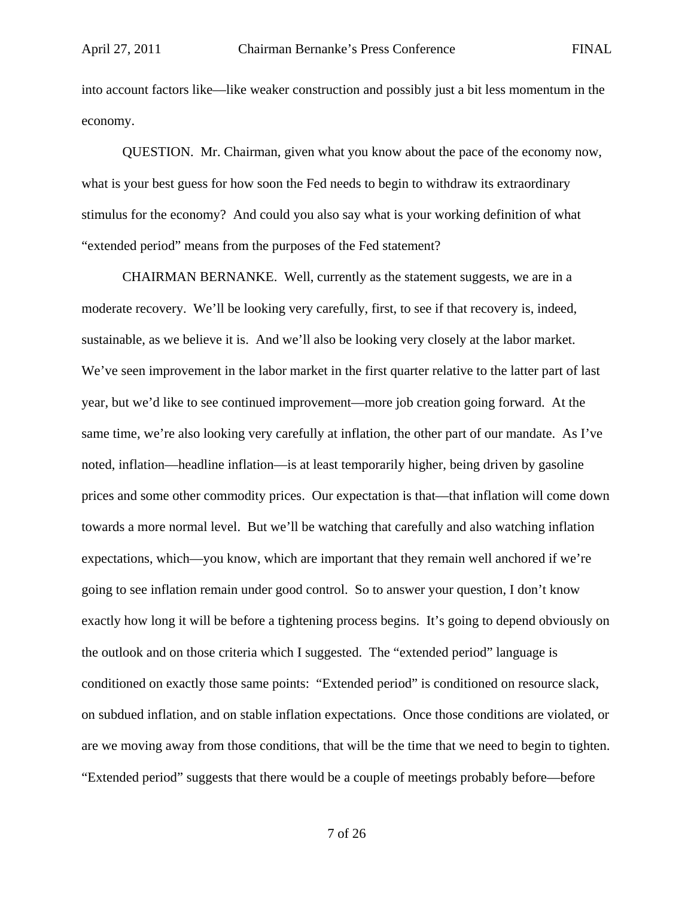into account factors like—like weaker construction and possibly just a bit less momentum in the economy.

QUESTION. Mr. Chairman, given what you know about the pace of the economy now, what is your best guess for how soon the Fed needs to begin to withdraw its extraordinary stimulus for the economy? And could you also say what is your working definition of what "extended period" means from the purposes of the Fed statement?

CHAIRMAN BERNANKE. Well, currently as the statement suggests, we are in a moderate recovery. We'll be looking very carefully, first, to see if that recovery is, indeed, sustainable, as we believe it is. And we'll also be looking very closely at the labor market. We've seen improvement in the labor market in the first quarter relative to the latter part of last year, but we'd like to see continued improvement—more job creation going forward. At the same time, we're also looking very carefully at inflation, the other part of our mandate. As I've noted, inflation—headline inflation—is at least temporarily higher, being driven by gasoline prices and some other commodity prices. Our expectation is that—that inflation will come down towards a more normal level. But we'll be watching that carefully and also watching inflation expectations, which—you know, which are important that they remain well anchored if we're going to see inflation remain under good control. So to answer your question, I don't know exactly how long it will be before a tightening process begins. It's going to depend obviously on the outlook and on those criteria which I suggested. The "extended period" language is conditioned on exactly those same points: "Extended period" is conditioned on resource slack, on subdued inflation, and on stable inflation expectations. Once those conditions are violated, or are we moving away from those conditions, that will be the time that we need to begin to tighten. "Extended period" suggests that there would be a couple of meetings probably before—before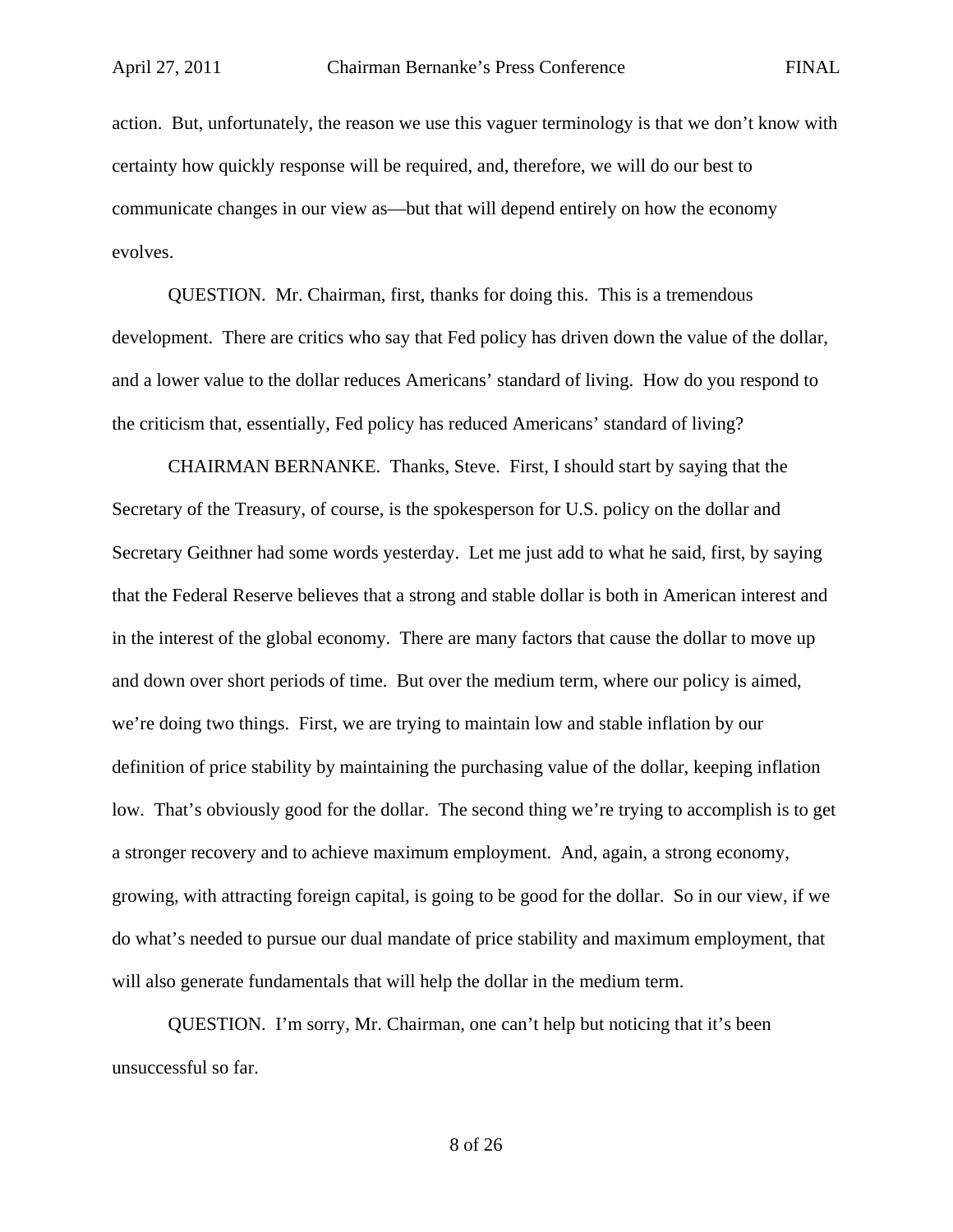action. But, unfortunately, the reason we use this vaguer terminology is that we don't know with certainty how quickly response will be required, and, therefore, we will do our best to communicate changes in our view as—but that will depend entirely on how the economy evolves.

QUESTION. Mr. Chairman, first, thanks for doing this. This is a tremendous development. There are critics who say that Fed policy has driven down the value of the dollar, and a lower value to the dollar reduces Americans' standard of living. How do you respond to the criticism that, essentially, Fed policy has reduced Americans' standard of living?

CHAIRMAN BERNANKE. Thanks, Steve. First, I should start by saying that the Secretary of the Treasury, of course, is the spokesperson for U.S. policy on the dollar and Secretary Geithner had some words yesterday. Let me just add to what he said, first, by saying that the Federal Reserve believes that a strong and stable dollar is both in American interest and in the interest of the global economy. There are many factors that cause the dollar to move up and down over short periods of time. But over the medium term, where our policy is aimed, we're doing two things. First, we are trying to maintain low and stable inflation by our definition of price stability by maintaining the purchasing value of the dollar, keeping inflation low. That's obviously good for the dollar. The second thing we're trying to accomplish is to get a stronger recovery and to achieve maximum employment. And, again, a strong economy, growing, with attracting foreign capital, is going to be good for the dollar. So in our view, if we do what's needed to pursue our dual mandate of price stability and maximum employment, that will also generate fundamentals that will help the dollar in the medium term.

QUESTION. I'm sorry, Mr. Chairman, one can't help but noticing that it's been unsuccessful so far.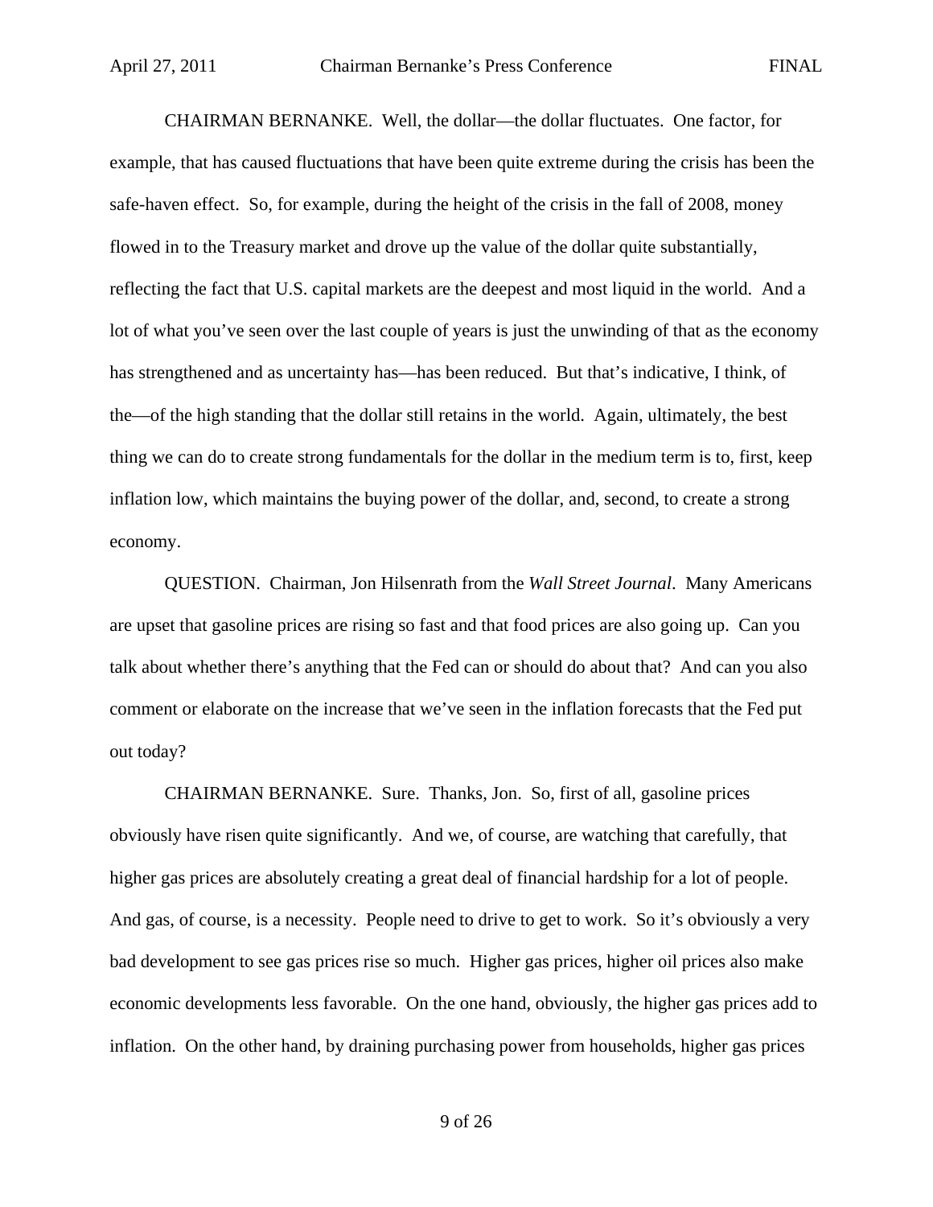CHAIRMAN BERNANKE. Well, the dollar—the dollar fluctuates. One factor, for example, that has caused fluctuations that have been quite extreme during the crisis has been the safe-haven effect. So, for example, during the height of the crisis in the fall of 2008, money flowed in to the Treasury market and drove up the value of the dollar quite substantially, reflecting the fact that U.S. capital markets are the deepest and most liquid in the world. And a lot of what you've seen over the last couple of years is just the unwinding of that as the economy has strengthened and as uncertainty has—has been reduced. But that's indicative, I think, of the—of the high standing that the dollar still retains in the world. Again, ultimately, the best thing we can do to create strong fundamentals for the dollar in the medium term is to, first, keep inflation low, which maintains the buying power of the dollar, and, second, to create a strong economy.

QUESTION. Chairman, Jon Hilsenrath from the *Wall Street Journal*. Many Americans are upset that gasoline prices are rising so fast and that food prices are also going up. Can you talk about whether there's anything that the Fed can or should do about that? And can you also comment or elaborate on the increase that we've seen in the inflation forecasts that the Fed put out today?

CHAIRMAN BERNANKE. Sure. Thanks, Jon. So, first of all, gasoline prices obviously have risen quite significantly. And we, of course, are watching that carefully, that higher gas prices are absolutely creating a great deal of financial hardship for a lot of people. And gas, of course, is a necessity. People need to drive to get to work. So it's obviously a very bad development to see gas prices rise so much. Higher gas prices, higher oil prices also make economic developments less favorable. On the one hand, obviously, the higher gas prices add to inflation. On the other hand, by draining purchasing power from households, higher gas prices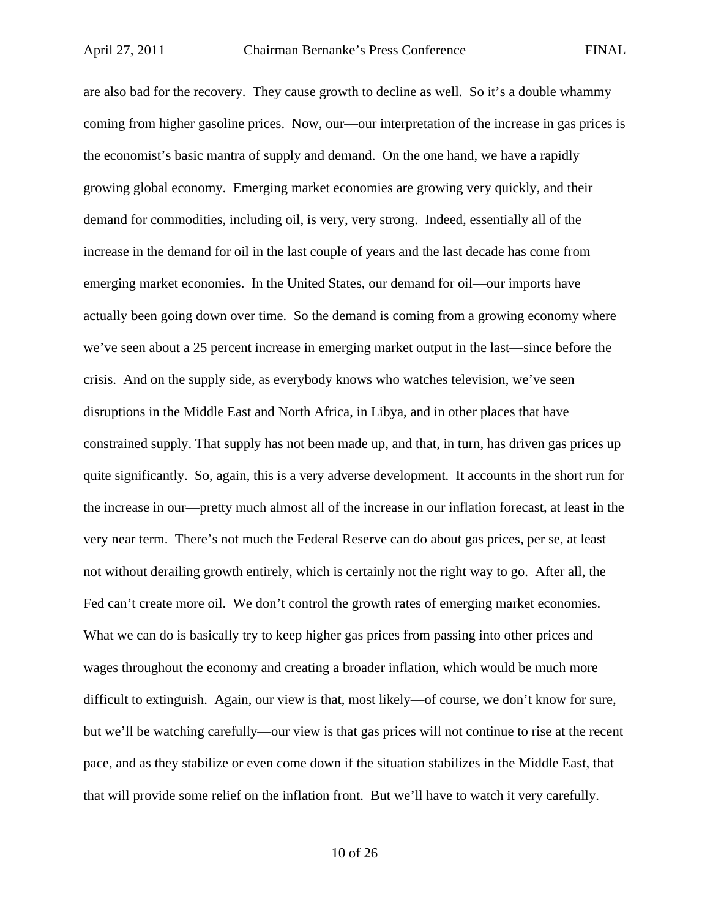are also bad for the recovery. They cause growth to decline as well. So it's a double whammy coming from higher gasoline prices. Now, our—our interpretation of the increase in gas prices is the economist's basic mantra of supply and demand. On the one hand, we have a rapidly growing global economy. Emerging market economies are growing very quickly, and their demand for commodities, including oil, is very, very strong. Indeed, essentially all of the increase in the demand for oil in the last couple of years and the last decade has come from emerging market economies. In the United States, our demand for oil—our imports have actually been going down over time. So the demand is coming from a growing economy where we've seen about a 25 percent increase in emerging market output in the last—since before the crisis. And on the supply side, as everybody knows who watches television, we've seen disruptions in the Middle East and North Africa, in Libya, and in other places that have constrained supply. That supply has not been made up, and that, in turn, has driven gas prices up quite significantly. So, again, this is a very adverse development. It accounts in the short run for the increase in our—pretty much almost all of the increase in our inflation forecast, at least in the very near term. There's not much the Federal Reserve can do about gas prices, per se, at least not without derailing growth entirely, which is certainly not the right way to go. After all, the Fed can't create more oil. We don't control the growth rates of emerging market economies. What we can do is basically try to keep higher gas prices from passing into other prices and wages throughout the economy and creating a broader inflation, which would be much more difficult to extinguish. Again, our view is that, most likely—of course, we don't know for sure, but we'll be watching carefully—our view is that gas prices will not continue to rise at the recent pace, and as they stabilize or even come down if the situation stabilizes in the Middle East, that that will provide some relief on the inflation front. But we'll have to watch it very carefully.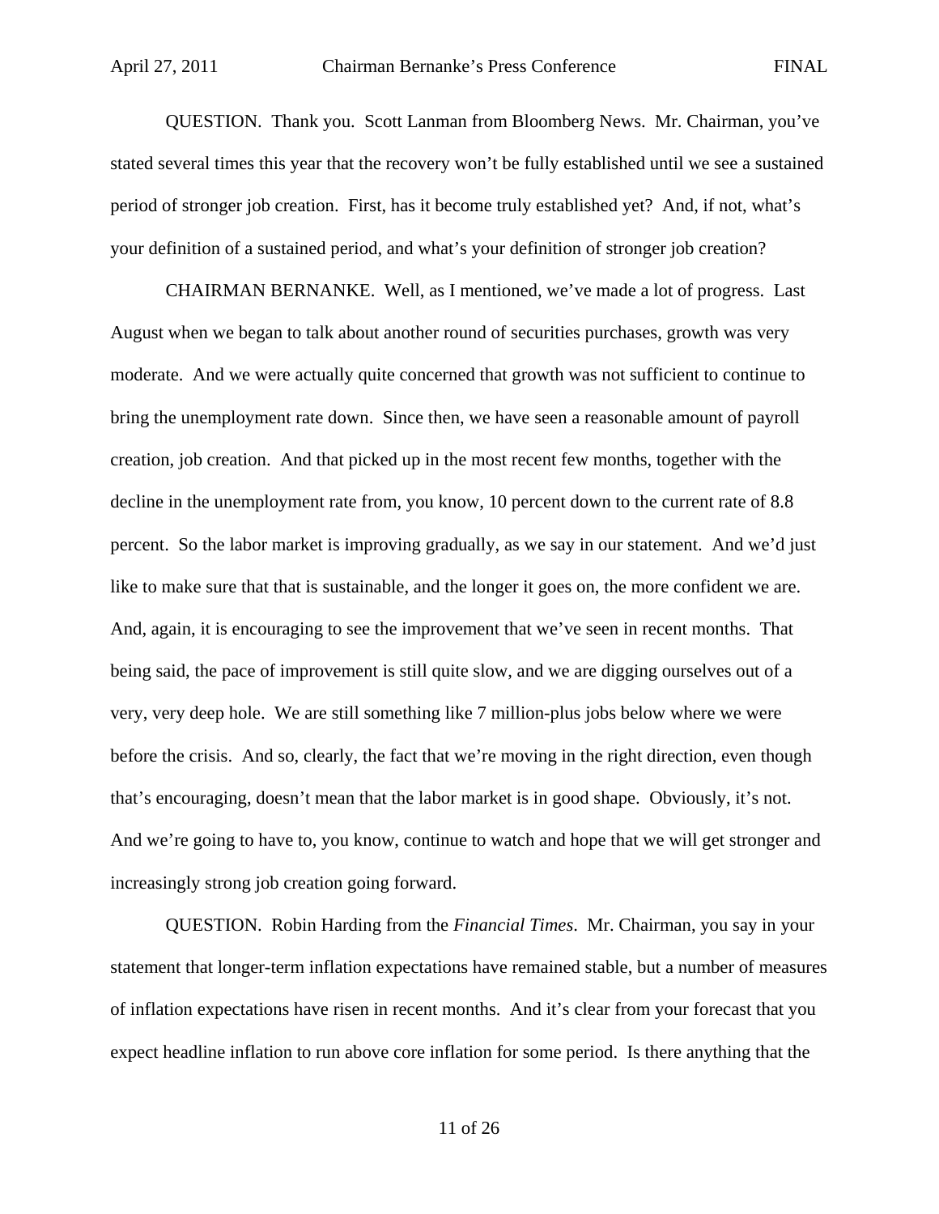QUESTION. Thank you. Scott Lanman from Bloomberg News. Mr. Chairman, you've stated several times this year that the recovery won't be fully established until we see a sustained period of stronger job creation. First, has it become truly established yet? And, if not, what's your definition of a sustained period, and what's your definition of stronger job creation?

CHAIRMAN BERNANKE. Well, as I mentioned, we've made a lot of progress. Last August when we began to talk about another round of securities purchases, growth was very moderate. And we were actually quite concerned that growth was not sufficient to continue to bring the unemployment rate down. Since then, we have seen a reasonable amount of payroll creation, job creation. And that picked up in the most recent few months, together with the decline in the unemployment rate from, you know, 10 percent down to the current rate of 8.8 percent. So the labor market is improving gradually, as we say in our statement. And we'd just like to make sure that that is sustainable, and the longer it goes on, the more confident we are. And, again, it is encouraging to see the improvement that we've seen in recent months. That being said, the pace of improvement is still quite slow, and we are digging ourselves out of a very, very deep hole. We are still something like 7 million-plus jobs below where we were before the crisis. And so, clearly, the fact that we're moving in the right direction, even though that's encouraging, doesn't mean that the labor market is in good shape. Obviously, it's not. And we're going to have to, you know, continue to watch and hope that we will get stronger and increasingly strong job creation going forward.

QUESTION. Robin Harding from the *Financial Times*. Mr. Chairman, you say in your statement that longer-term inflation expectations have remained stable, but a number of measures of inflation expectations have risen in recent months. And it's clear from your forecast that you expect headline inflation to run above core inflation for some period. Is there anything that the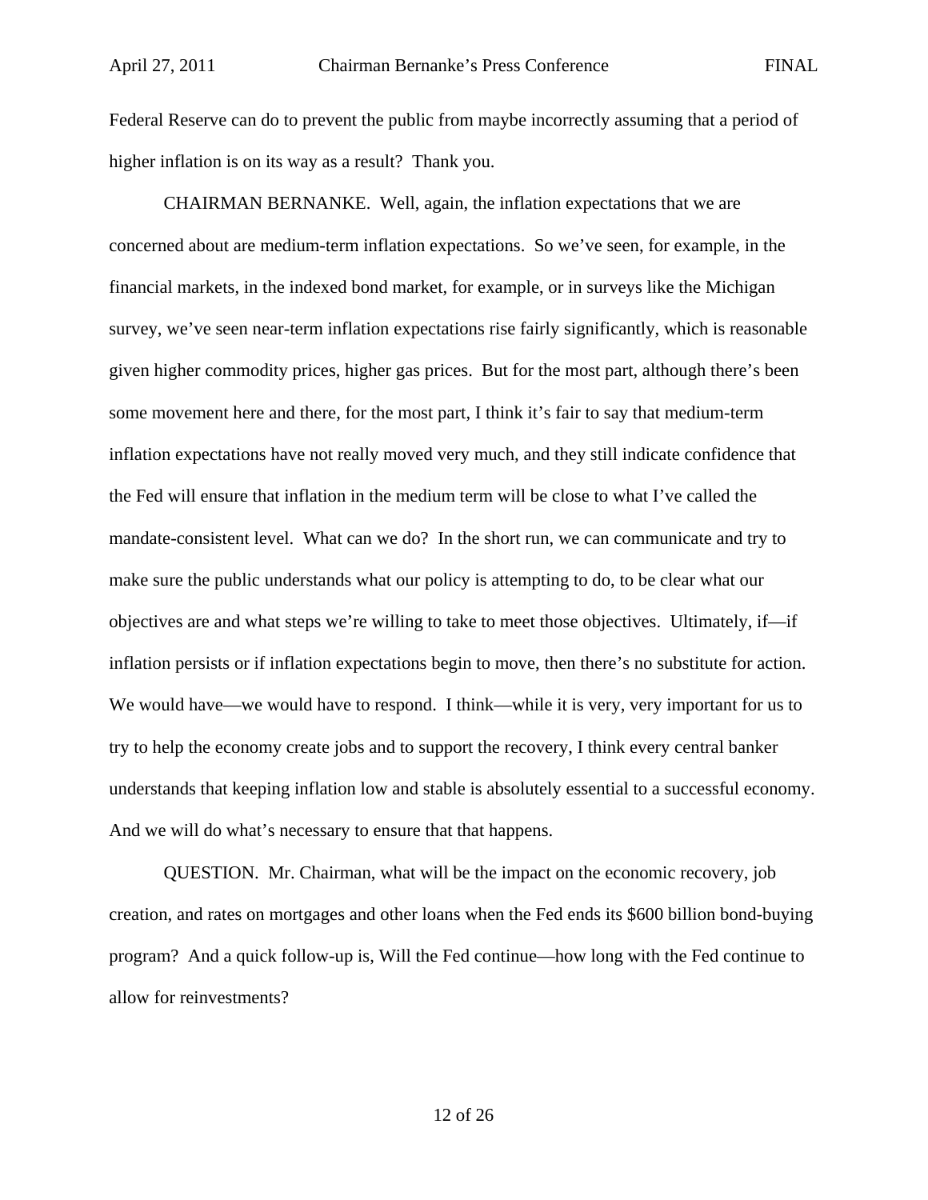Federal Reserve can do to prevent the public from maybe incorrectly assuming that a period of higher inflation is on its way as a result? Thank you.

CHAIRMAN BERNANKE. Well, again, the inflation expectations that we are concerned about are medium-term inflation expectations. So we've seen, for example, in the financial markets, in the indexed bond market, for example, or in surveys like the Michigan survey, we've seen near-term inflation expectations rise fairly significantly, which is reasonable given higher commodity prices, higher gas prices. But for the most part, although there's been some movement here and there, for the most part, I think it's fair to say that medium-term inflation expectations have not really moved very much, and they still indicate confidence that the Fed will ensure that inflation in the medium term will be close to what I've called the mandate-consistent level. What can we do? In the short run, we can communicate and try to make sure the public understands what our policy is attempting to do, to be clear what our objectives are and what steps we're willing to take to meet those objectives. Ultimately, if—if inflation persists or if inflation expectations begin to move, then there's no substitute for action. We would have—we would have to respond. I think—while it is very, very important for us to try to help the economy create jobs and to support the recovery, I think every central banker understands that keeping inflation low and stable is absolutely essential to a successful economy. And we will do what's necessary to ensure that that happens.

QUESTION. Mr. Chairman, what will be the impact on the economic recovery, job creation, and rates on mortgages and other loans when the Fed ends its $600 billion bond-buying program? And a quick follow-up is, Will the Fed continue—how long with the Fed continue to allow for reinvestments?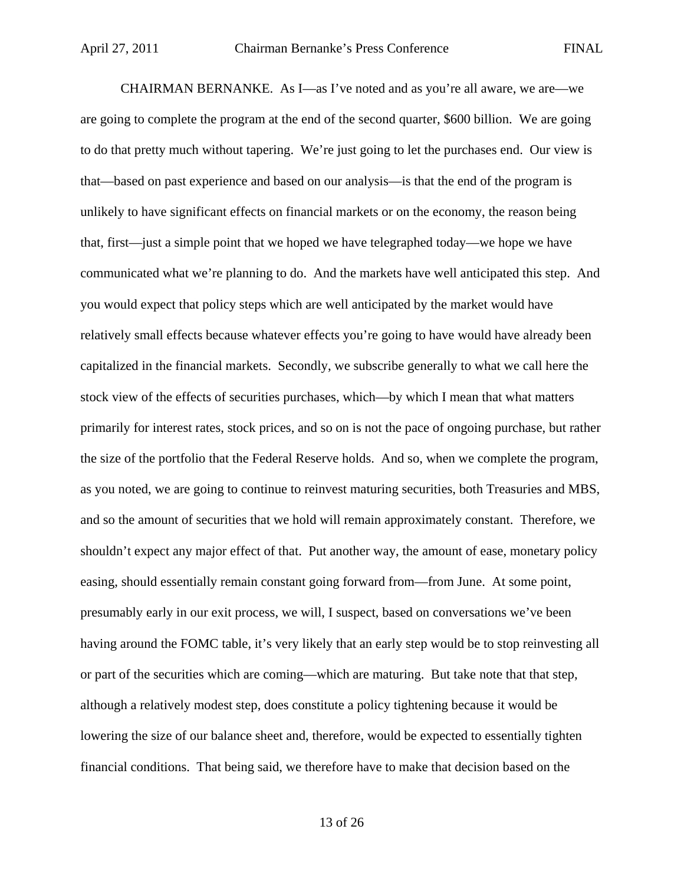CHAIRMAN BERNANKE. As I—as I've noted and as you're all aware, we are—we are going to complete the program at the end of the second quarter, $600 billion. We are going to do that pretty much without tapering. We're just going to let the purchases end. Our view is that—based on past experience and based on our analysis—is that the end of the program is unlikely to have significant effects on financial markets or on the economy, the reason being that, first—just a simple point that we hoped we have telegraphed today—we hope we have communicated what we're planning to do. And the markets have well anticipated this step. And you would expect that policy steps which are well anticipated by the market would have relatively small effects because whatever effects you're going to have would have already been capitalized in the financial markets. Secondly, we subscribe generally to what we call here the stock view of the effects of securities purchases, which—by which I mean that what matters primarily for interest rates, stock prices, and so on is not the pace of ongoing purchase, but rather the size of the portfolio that the Federal Reserve holds. And so, when we complete the program, as you noted, we are going to continue to reinvest maturing securities, both Treasuries and MBS, and so the amount of securities that we hold will remain approximately constant. Therefore, we shouldn't expect any major effect of that. Put another way, the amount of ease, monetary policy easing, should essentially remain constant going forward from—from June. At some point, presumably early in our exit process, we will, I suspect, based on conversations we've been having around the FOMC table, it's very likely that an early step would be to stop reinvesting all or part of the securities which are coming—which are maturing. But take note that that step, although a relatively modest step, does constitute a policy tightening because it would be lowering the size of our balance sheet and, therefore, would be expected to essentially tighten financial conditions. That being said, we therefore have to make that decision based on the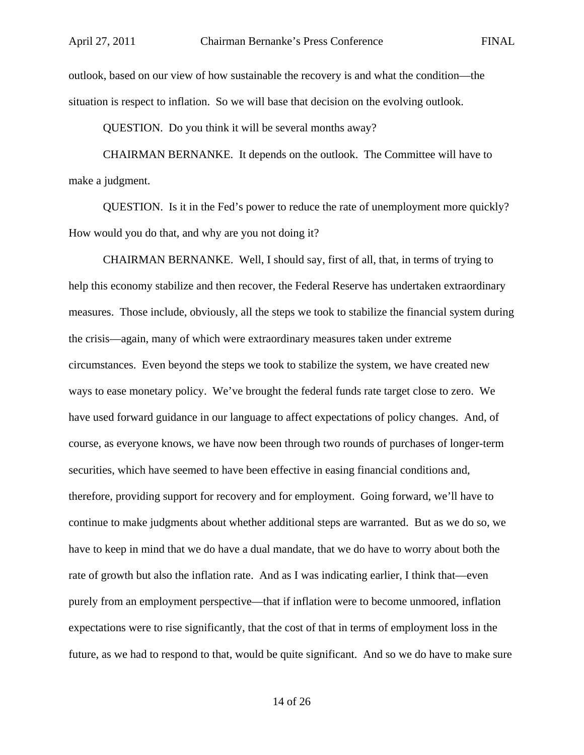outlook, based on our view of how sustainable the recovery is and what the condition—the situation is respect to inflation. So we will base that decision on the evolving outlook.

QUESTION. Do you think it will be several months away?

CHAIRMAN BERNANKE. It depends on the outlook. The Committee will have to make a judgment.

QUESTION. Is it in the Fed's power to reduce the rate of unemployment more quickly? How would you do that, and why are you not doing it?

CHAIRMAN BERNANKE. Well, I should say, first of all, that, in terms of trying to help this economy stabilize and then recover, the Federal Reserve has undertaken extraordinary measures. Those include, obviously, all the steps we took to stabilize the financial system during the crisis—again, many of which were extraordinary measures taken under extreme circumstances. Even beyond the steps we took to stabilize the system, we have created new ways to ease monetary policy. We've brought the federal funds rate target close to zero. We have used forward guidance in our language to affect expectations of policy changes. And, of course, as everyone knows, we have now been through two rounds of purchases of longer-term securities, which have seemed to have been effective in easing financial conditions and, therefore, providing support for recovery and for employment. Going forward, we'll have to continue to make judgments about whether additional steps are warranted. But as we do so, we have to keep in mind that we do have a dual mandate, that we do have to worry about both the rate of growth but also the inflation rate. And as I was indicating earlier, I think that—even purely from an employment perspective—that if inflation were to become unmoored, inflation expectations were to rise significantly, that the cost of that in terms of employment loss in the future, as we had to respond to that, would be quite significant. And so we do have to make sure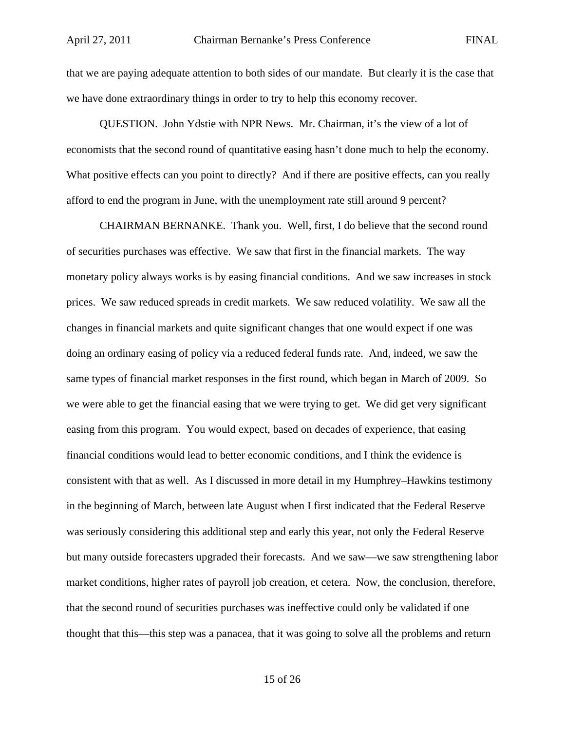that we are paying adequate attention to both sides of our mandate. But clearly it is the case that we have done extraordinary things in order to try to help this economy recover.

QUESTION. John Ydstie with NPR News. Mr. Chairman, it's the view of a lot of economists that the second round of quantitative easing hasn't done much to help the economy. What positive effects can you point to directly? And if there are positive effects, can you really afford to end the program in June, with the unemployment rate still around 9 percent?

CHAIRMAN BERNANKE. Thank you. Well, first, I do believe that the second round of securities purchases was effective. We saw that first in the financial markets. The way monetary policy always works is by easing financial conditions. And we saw increases in stock prices. We saw reduced spreads in credit markets. We saw reduced volatility. We saw all the changes in financial markets and quite significant changes that one would expect if one was doing an ordinary easing of policy via a reduced federal funds rate. And, indeed, we saw the same types of financial market responses in the first round, which began in March of 2009. So we were able to get the financial easing that we were trying to get. We did get very significant easing from this program. You would expect, based on decades of experience, that easing financial conditions would lead to better economic conditions, and I think the evidence is consistent with that as well. As I discussed in more detail in my Humphrey–Hawkins testimony in the beginning of March, between late August when I first indicated that the Federal Reserve was seriously considering this additional step and early this year, not only the Federal Reserve but many outside forecasters upgraded their forecasts. And we saw—we saw strengthening labor market conditions, higher rates of payroll job creation, et cetera. Now, the conclusion, therefore, that the second round of securities purchases was ineffective could only be validated if one thought that this—this step was a panacea, that it was going to solve all the problems and return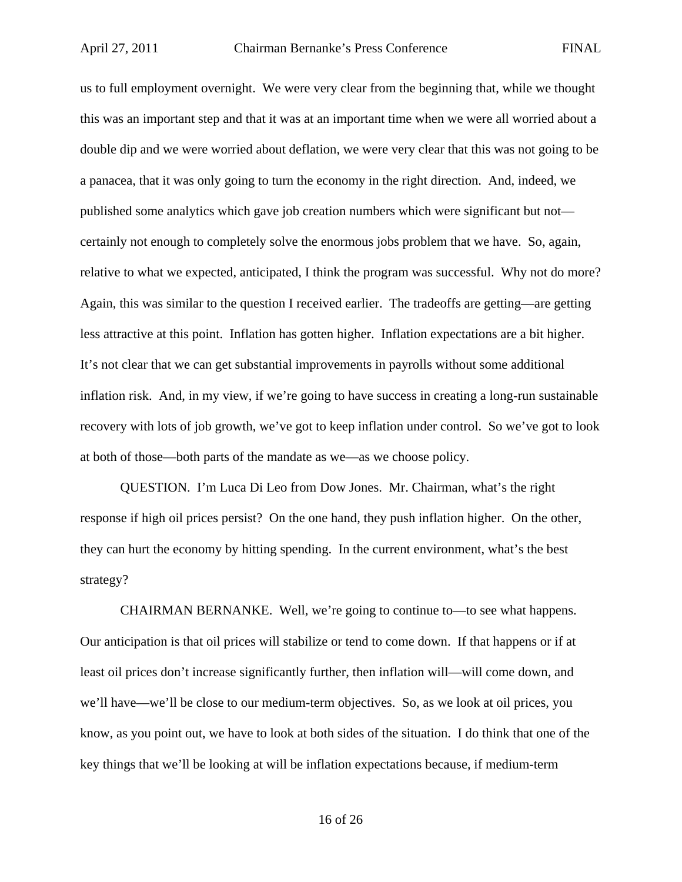us to full employment overnight. We were very clear from the beginning that, while we thought this was an important step and that it was at an important time when we were all worried about a double dip and we were worried about deflation, we were very clear that this was not going to be a panacea, that it was only going to turn the economy in the right direction. And, indeed, we published some analytics which gave job creation numbers which were significant but not—certainly not enough to completely solve the enormous jobs problem that we have. So, again, relative to what we expected, anticipated, I think the program was successful. Why not do more? Again, this was similar to the question I received earlier. The tradeoffs are getting—are getting less attractive at this point. Inflation has gotten higher. Inflation expectations are a bit higher. It's not clear that we can get substantial improvements in payrolls without some additional inflation risk. And, in my view, if we're going to have success in creating a long-run sustainable recovery with lots of job growth, we've got to keep inflation under control. So we've got to look at both of those—both parts of the mandate as we—as we choose policy.

QUESTION. I'm Luca Di Leo from Dow Jones. Mr. Chairman, what's the right response if high oil prices persist? On the one hand, they push inflation higher. On the other, they can hurt the economy by hitting spending. In the current environment, what's the best strategy?

CHAIRMAN BERNANKE. Well, we're going to continue to—to see what happens. Our anticipation is that oil prices will stabilize or tend to come down. If that happens or if at least oil prices don't increase significantly further, then inflation will—will come down, and we'll have—we'll be close to our medium-term objectives. So, as we look at oil prices, you know, as you point out, we have to look at both sides of the situation. I do think that one of the key things that we'll be looking at will be inflation expectations because, if medium-term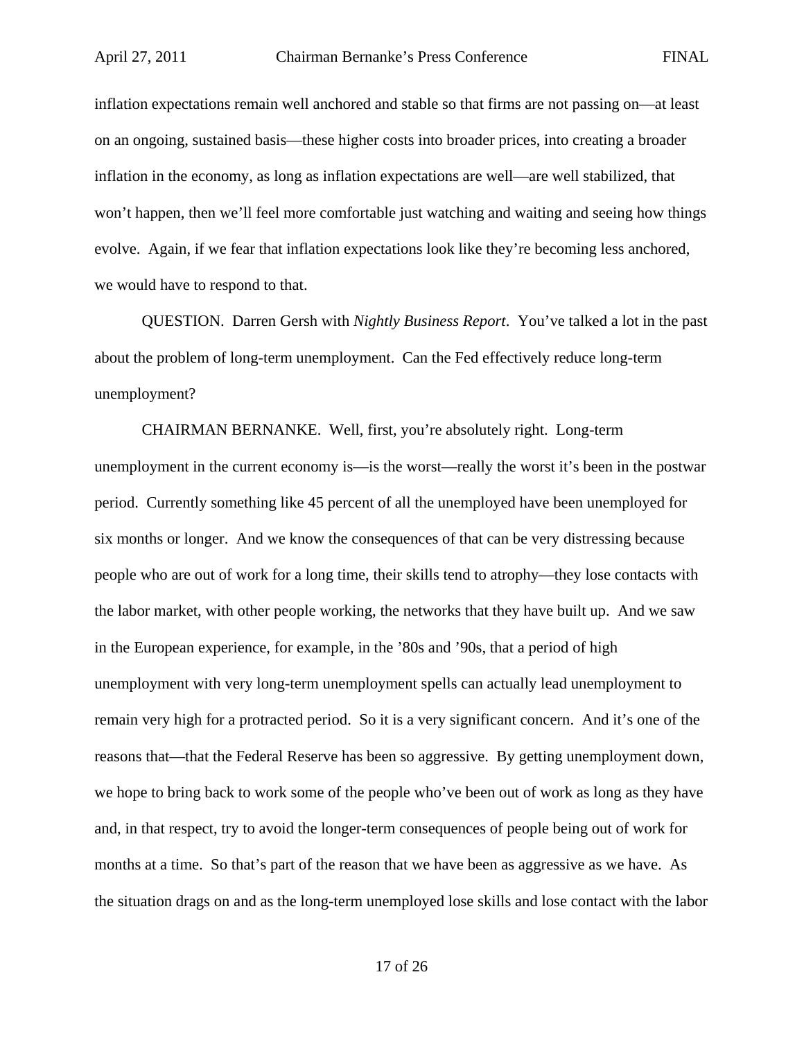inflation expectations remain well anchored and stable so that firms are not passing on—at least on an ongoing, sustained basis—these higher costs into broader prices, into creating a broader inflation in the economy, as long as inflation expectations are well—are well stabilized, that won't happen, then we'll feel more comfortable just watching and waiting and seeing how things evolve. Again, if we fear that inflation expectations look like they're becoming less anchored, we would have to respond to that.

QUESTION. Darren Gersh with *Nightly Business Report*. You've talked a lot in the past about the problem of long-term unemployment. Can the Fed effectively reduce long-term unemployment?

CHAIRMAN BERNANKE. Well, first, you're absolutely right. Long-term unemployment in the current economy is—is the worst—really the worst it's been in the postwar period. Currently something like 45 percent of all the unemployed have been unemployed for six months or longer. And we know the consequences of that can be very distressing because people who are out of work for a long time, their skills tend to atrophy—they lose contacts with the labor market, with other people working, the networks that they have built up. And we saw in the European experience, for example, in the '80s and '90s, that a period of high unemployment with very long-term unemployment spells can actually lead unemployment to remain very high for a protracted period. So it is a very significant concern. And it's one of the reasons that—that the Federal Reserve has been so aggressive. By getting unemployment down, we hope to bring back to work some of the people who've been out of work as long as they have and, in that respect, try to avoid the longer-term consequences of people being out of work for months at a time. So that's part of the reason that we have been as aggressive as we have. As the situation drags on and as the long-term unemployed lose skills and lose contact with the labor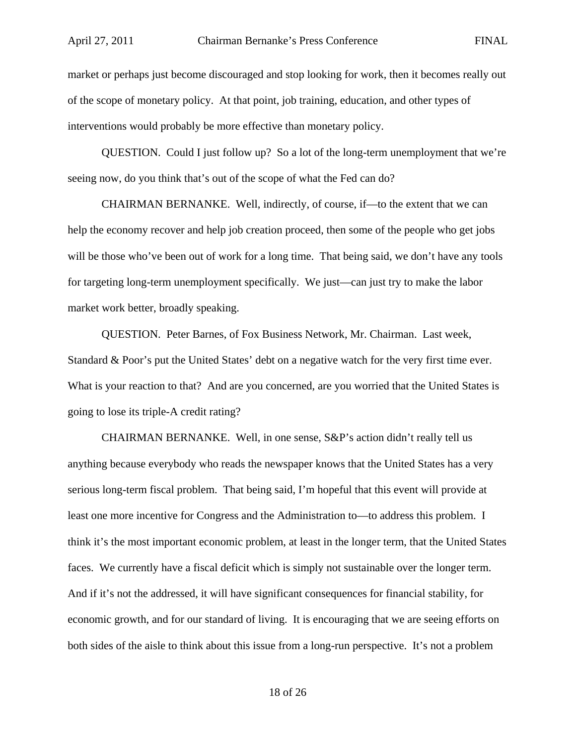market or perhaps just become discouraged and stop looking for work, then it becomes really out of the scope of monetary policy. At that point, job training, education, and other types of interventions would probably be more effective than monetary policy.

QUESTION. Could I just follow up? So a lot of the long-term unemployment that we're seeing now, do you think that's out of the scope of what the Fed can do?

CHAIRMAN BERNANKE. Well, indirectly, of course, if—to the extent that we can help the economy recover and help job creation proceed, then some of the people who get jobs will be those who've been out of work for a long time. That being said, we don't have any tools for targeting long-term unemployment specifically. We just—can just try to make the labor market work better, broadly speaking.

QUESTION. Peter Barnes, of Fox Business Network, Mr. Chairman. Last week, Standard & Poor's put the United States' debt on a negative watch for the very first time ever. What is your reaction to that? And are you concerned, are you worried that the United States is going to lose its triple-A credit rating?

CHAIRMAN BERNANKE. Well, in one sense, S&P's action didn't really tell us anything because everybody who reads the newspaper knows that the United States has a very serious long-term fiscal problem. That being said, I'm hopeful that this event will provide at least one more incentive for Congress and the Administration to—to address this problem. I think it's the most important economic problem, at least in the longer term, that the United States faces. We currently have a fiscal deficit which is simply not sustainable over the longer term. And if it's not the addressed, it will have significant consequences for financial stability, for economic growth, and for our standard of living. It is encouraging that we are seeing efforts on both sides of the aisle to think about this issue from a long-run perspective. It's not a problem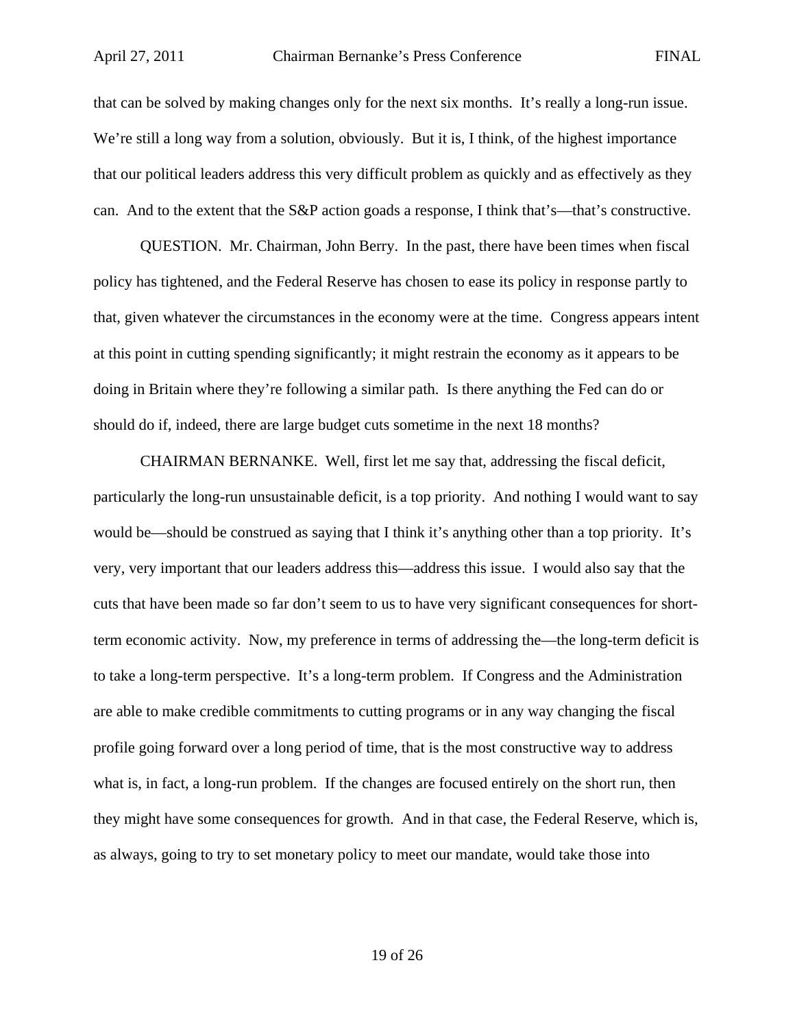that can be solved by making changes only for the next six months. It's really a long-run issue. We're still a long way from a solution, obviously. But it is, I think, of the highest importance that our political leaders address this very difficult problem as quickly and as effectively as they can. And to the extent that the S&P action goads a response, I think that's—that's constructive.

QUESTION. Mr. Chairman, John Berry. In the past, there have been times when fiscal policy has tightened, and the Federal Reserve has chosen to ease its policy in response partly to that, given whatever the circumstances in the economy were at the time. Congress appears intent at this point in cutting spending significantly; it might restrain the economy as it appears to be doing in Britain where they're following a similar path. Is there anything the Fed can do or should do if, indeed, there are large budget cuts sometime in the next 18 months?

CHAIRMAN BERNANKE. Well, first let me say that, addressing the fiscal deficit, particularly the long-run unsustainable deficit, is a top priority. And nothing I would want to say would be—should be construed as saying that I think it's anything other than a top priority. It's very, very important that our leaders address this—address this issue. I would also say that the cuts that have been made so far don't seem to us to have very significant consequences for short-term economic activity. Now, my preference in terms of addressing the—the long-term deficit is to take a long-term perspective. It's a long-term problem. If Congress and the Administration are able to make credible commitments to cutting programs or in any way changing the fiscal profile going forward over a long period of time, that is the most constructive way to address what is, in fact, a long-run problem. If the changes are focused entirely on the short run, then they might have some consequences for growth. And in that case, the Federal Reserve, which is, as always, going to try to set monetary policy to meet our mandate, would take those into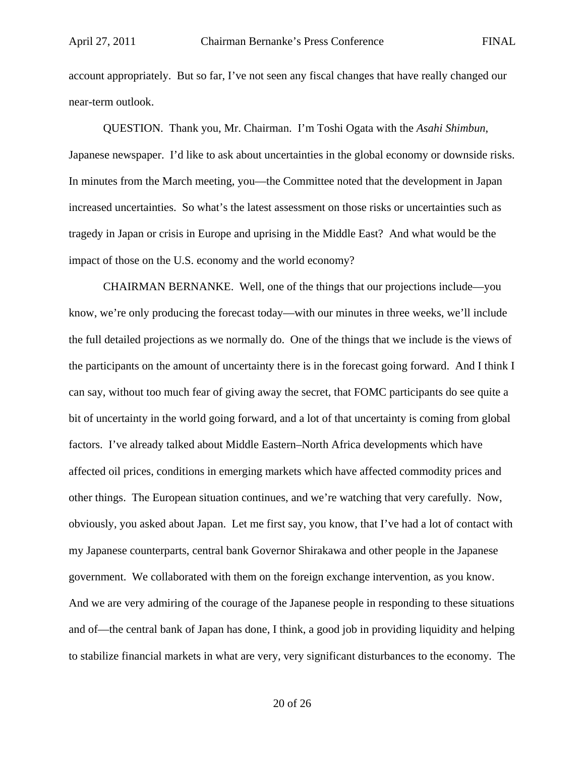account appropriately. But so far, I've not seen any fiscal changes that have really changed our near-term outlook.

QUESTION. Thank you, Mr. Chairman. I'm Toshi Ogata with the *Asahi Shimbun*, Japanese newspaper. I'd like to ask about uncertainties in the global economy or downside risks. In minutes from the March meeting, you—the Committee noted that the development in Japan increased uncertainties. So what's the latest assessment on those risks or uncertainties such as tragedy in Japan or crisis in Europe and uprising in the Middle East? And what would be the impact of those on the U.S. economy and the world economy?

CHAIRMAN BERNANKE. Well, one of the things that our projections include—you know, we're only producing the forecast today—with our minutes in three weeks, we'll include the full detailed projections as we normally do. One of the things that we include is the views of the participants on the amount of uncertainty there is in the forecast going forward. And I think I can say, without too much fear of giving away the secret, that FOMC participants do see quite a bit of uncertainty in the world going forward, and a lot of that uncertainty is coming from global factors. I've already talked about Middle Eastern–North Africa developments which have affected oil prices, conditions in emerging markets which have affected commodity prices and other things. The European situation continues, and we're watching that very carefully. Now, obviously, you asked about Japan. Let me first say, you know, that I've had a lot of contact with my Japanese counterparts, central bank Governor Shirakawa and other people in the Japanese government. We collaborated with them on the foreign exchange intervention, as you know. And we are very admiring of the courage of the Japanese people in responding to these situations and of—the central bank of Japan has done, I think, a good job in providing liquidity and helping to stabilize financial markets in what are very, very significant disturbances to the economy. The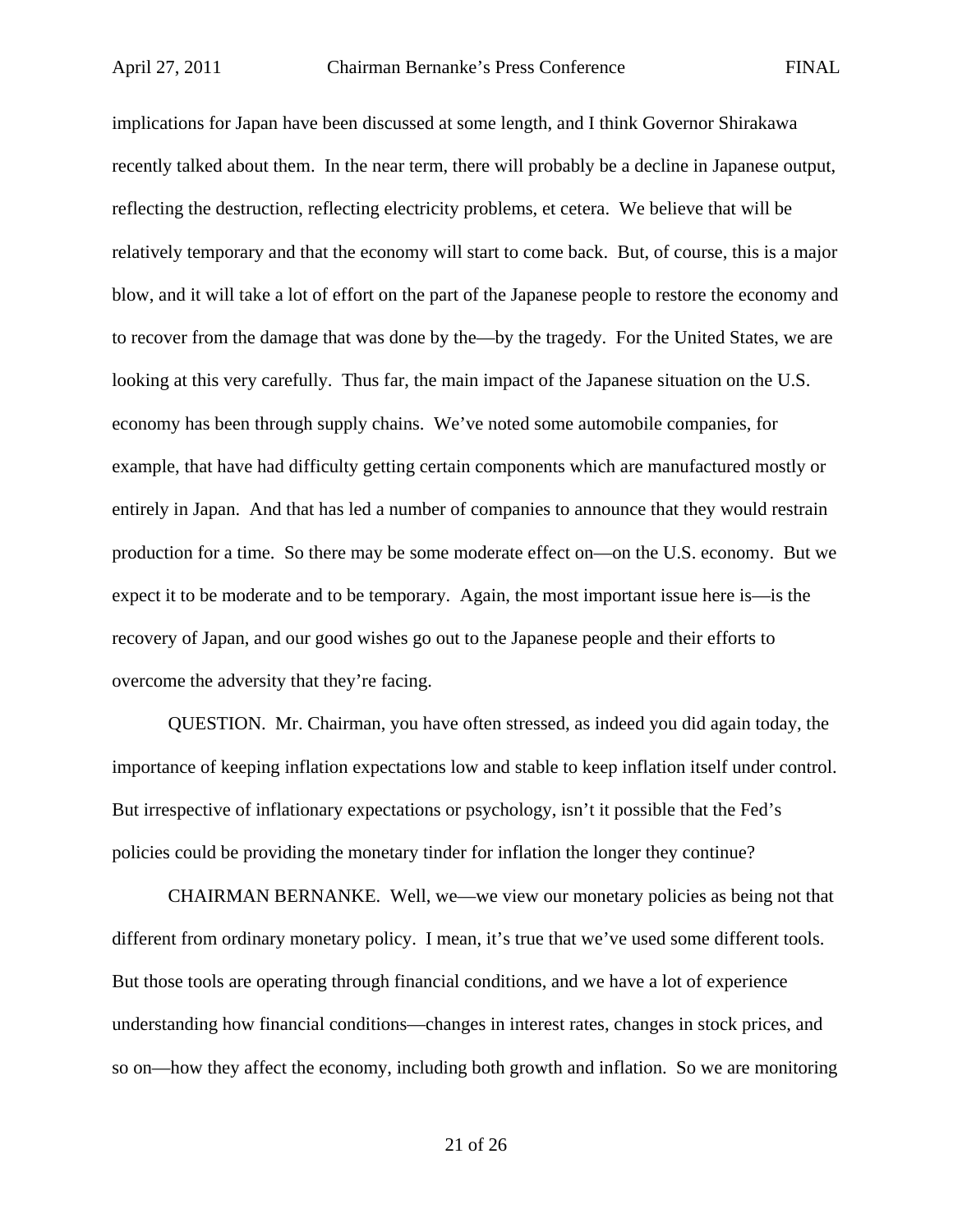implications for Japan have been discussed at some length, and I think Governor Shirakawa recently talked about them. In the near term, there will probably be a decline in Japanese output, reflecting the destruction, reflecting electricity problems, et cetera. We believe that will be relatively temporary and that the economy will start to come back. But, of course, this is a major blow, and it will take a lot of effort on the part of the Japanese people to restore the economy and to recover from the damage that was done by the—by the tragedy. For the United States, we are looking at this very carefully. Thus far, the main impact of the Japanese situation on the U.S. economy has been through supply chains. We've noted some automobile companies, for example, that have had difficulty getting certain components which are manufactured mostly or entirely in Japan. And that has led a number of companies to announce that they would restrain production for a time. So there may be some moderate effect on—on the U.S. economy. But we expect it to be moderate and to be temporary. Again, the most important issue here is—is the recovery of Japan, and our good wishes go out to the Japanese people and their efforts to overcome the adversity that they're facing.

QUESTION. Mr. Chairman, you have often stressed, as indeed you did again today, the importance of keeping inflation expectations low and stable to keep inflation itself under control. But irrespective of inflationary expectations or psychology, isn't it possible that the Fed's policies could be providing the monetary tinder for inflation the longer they continue?

CHAIRMAN BERNANKE. Well, we—we view our monetary policies as being not that different from ordinary monetary policy. I mean, it's true that we've used some different tools. But those tools are operating through financial conditions, and we have a lot of experience understanding how financial conditions—changes in interest rates, changes in stock prices, and so on—how they affect the economy, including both growth and inflation. So we are monitoring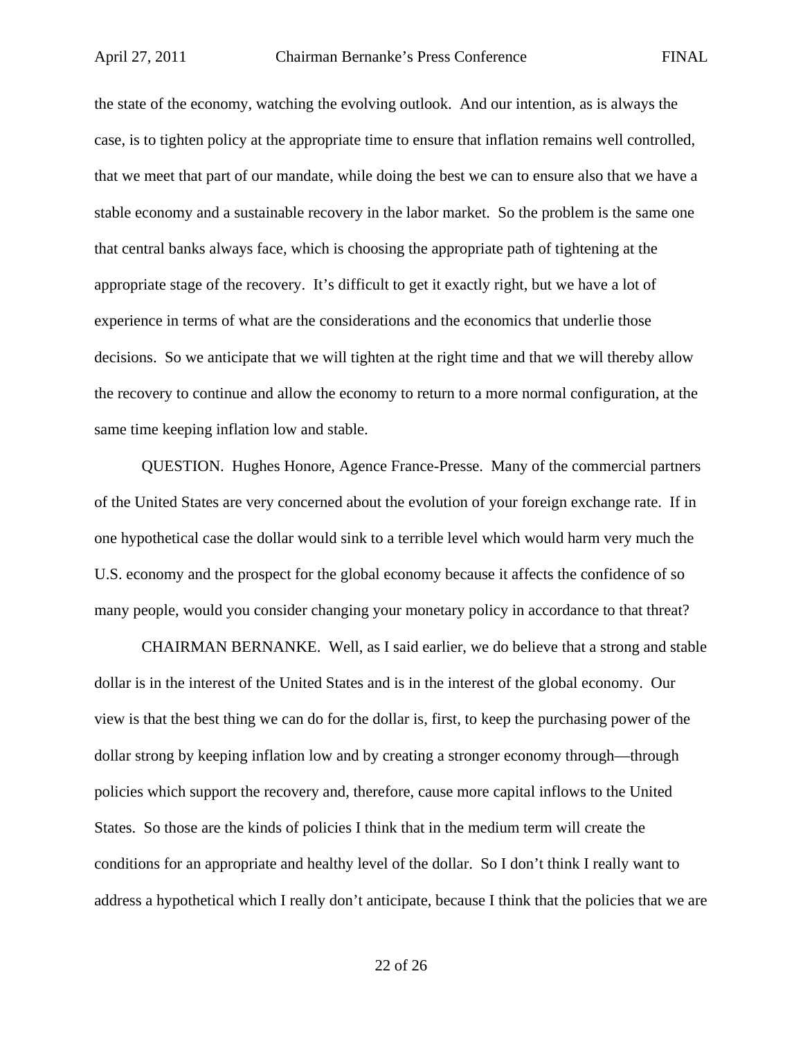the state of the economy, watching the evolving outlook. And our intention, as is always the case, is to tighten policy at the appropriate time to ensure that inflation remains well controlled, that we meet that part of our mandate, while doing the best we can to ensure also that we have a stable economy and a sustainable recovery in the labor market. So the problem is the same one that central banks always face, which is choosing the appropriate path of tightening at the appropriate stage of the recovery. It's difficult to get it exactly right, but we have a lot of experience in terms of what are the considerations and the economics that underlie those decisions. So we anticipate that we will tighten at the right time and that we will thereby allow the recovery to continue and allow the economy to return to a more normal configuration, at the same time keeping inflation low and stable.

QUESTION. Hughes Honore, Agence France-Presse. Many of the commercial partners of the United States are very concerned about the evolution of your foreign exchange rate. If in one hypothetical case the dollar would sink to a terrible level which would harm very much the U.S. economy and the prospect for the global economy because it affects the confidence of so many people, would you consider changing your monetary policy in accordance to that threat?

CHAIRMAN BERNANKE. Well, as I said earlier, we do believe that a strong and stable dollar is in the interest of the United States and is in the interest of the global economy. Our view is that the best thing we can do for the dollar is, first, to keep the purchasing power of the dollar strong by keeping inflation low and by creating a stronger economy through—through policies which support the recovery and, therefore, cause more capital inflows to the United States. So those are the kinds of policies I think that in the medium term will create the conditions for an appropriate and healthy level of the dollar. So I don't think I really want to address a hypothetical which I really don't anticipate, because I think that the policies that we are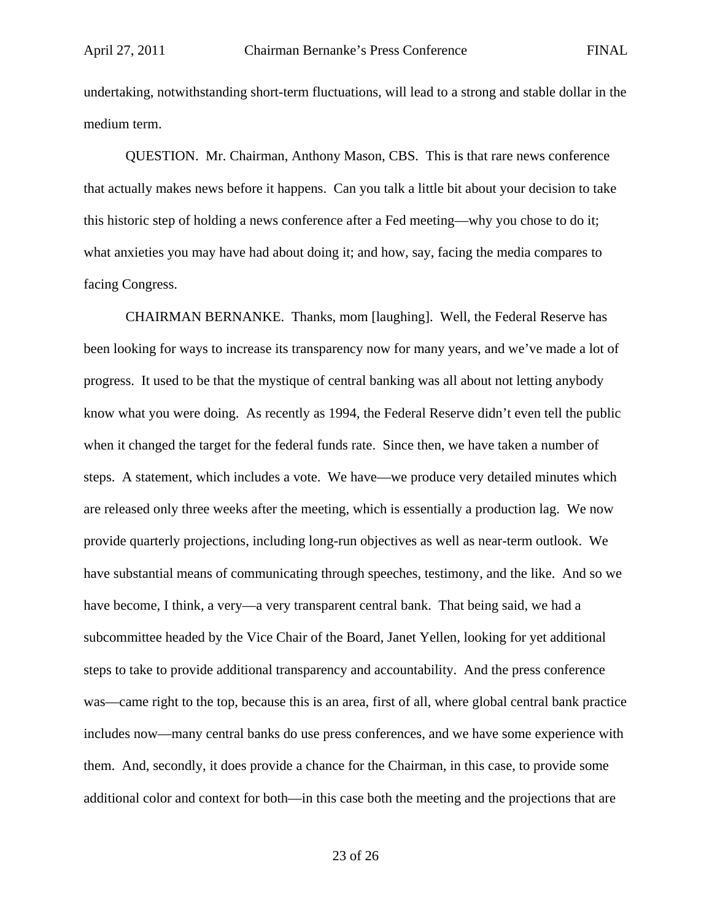undertaking, notwithstanding short-term fluctuations, will lead to a strong and stable dollar in the medium term.

QUESTION. Mr. Chairman, Anthony Mason, CBS. This is that rare news conference that actually makes news before it happens. Can you talk a little bit about your decision to take this historic step of holding a news conference after a Fed meeting—why you chose to do it; what anxieties you may have had about doing it; and how, say, facing the media compares to facing Congress.

CHAIRMAN BERNANKE. Thanks, mom [laughing]. Well, the Federal Reserve has been looking for ways to increase its transparency now for many years, and we've made a lot of progress. It used to be that the mystique of central banking was all about not letting anybody know what you were doing. As recently as 1994, the Federal Reserve didn't even tell the public when it changed the target for the federal funds rate. Since then, we have taken a number of steps. A statement, which includes a vote. We have—we produce very detailed minutes which are released only three weeks after the meeting, which is essentially a production lag. We now provide quarterly projections, including long-run objectives as well as near-term outlook. We have substantial means of communicating through speeches, testimony, and the like. And so we have become, I think, a very—a very transparent central bank. That being said, we had a subcommittee headed by the Vice Chair of the Board, Janet Yellen, looking for yet additional steps to take to provide additional transparency and accountability. And the press conference was—came right to the top, because this is an area, first of all, where global central bank practice includes now—many central banks do use press conferences, and we have some experience with them. And, secondly, it does provide a chance for the Chairman, in this case, to provide some additional color and context for both—in this case both the meeting and the projections that are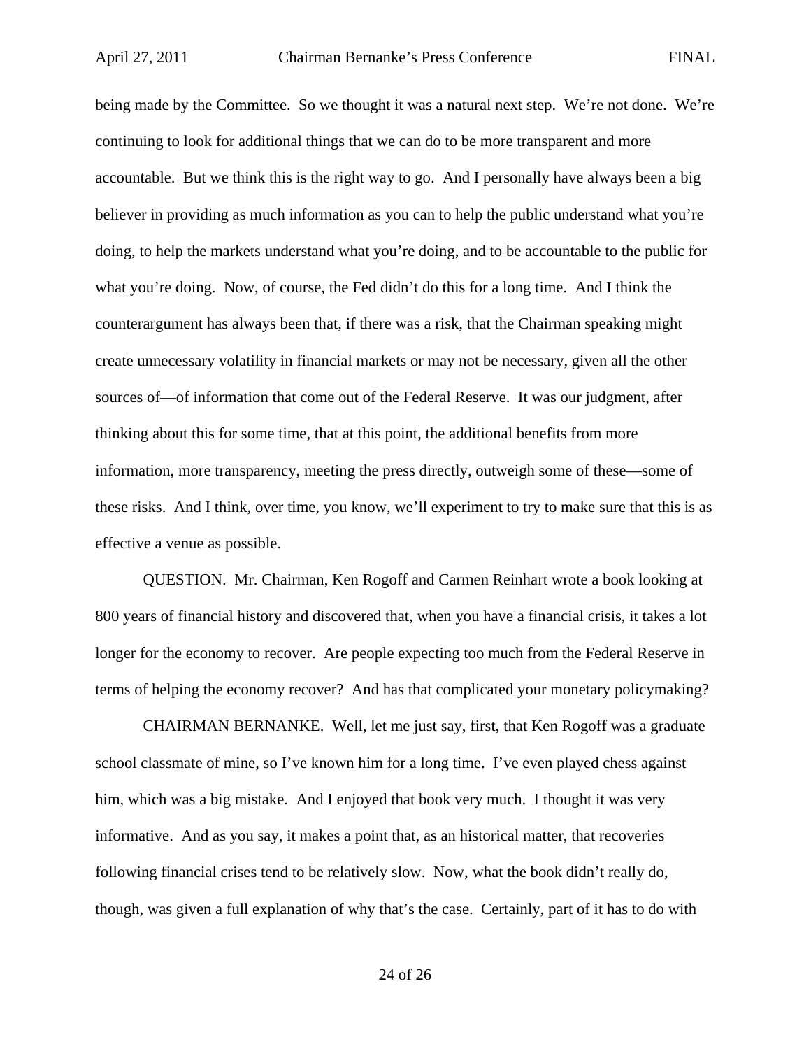being made by the Committee. So we thought it was a natural next step. We're not done. We're continuing to look for additional things that we can do to be more transparent and more accountable. But we think this is the right way to go. And I personally have always been a big believer in providing as much information as you can to help the public understand what you're doing, to help the markets understand what you're doing, and to be accountable to the public for what you're doing. Now, of course, the Fed didn't do this for a long time. And I think the counterargument has always been that, if there was a risk, that the Chairman speaking might create unnecessary volatility in financial markets or may not be necessary, given all the other sources of—of information that come out of the Federal Reserve. It was our judgment, after thinking about this for some time, that at this point, the additional benefits from more information, more transparency, meeting the press directly, outweigh some of these—some of these risks. And I think, over time, you know, we'll experiment to try to make sure that this is as effective a venue as possible.

QUESTION. Mr. Chairman, Ken Rogoff and Carmen Reinhart wrote a book looking at 800 years of financial history and discovered that, when you have a financial crisis, it takes a lot longer for the economy to recover. Are people expecting too much from the Federal Reserve in terms of helping the economy recover? And has that complicated your monetary policymaking?

CHAIRMAN BERNANKE. Well, let me just say, first, that Ken Rogoff was a graduate school classmate of mine, so I've known him for a long time. I've even played chess against him, which was a big mistake. And I enjoyed that book very much. I thought it was very informative. And as you say, it makes a point that, as an historical matter, that recoveries following financial crises tend to be relatively slow. Now, what the book didn't really do, though, was given a full explanation of why that's the case. Certainly, part of it has to do with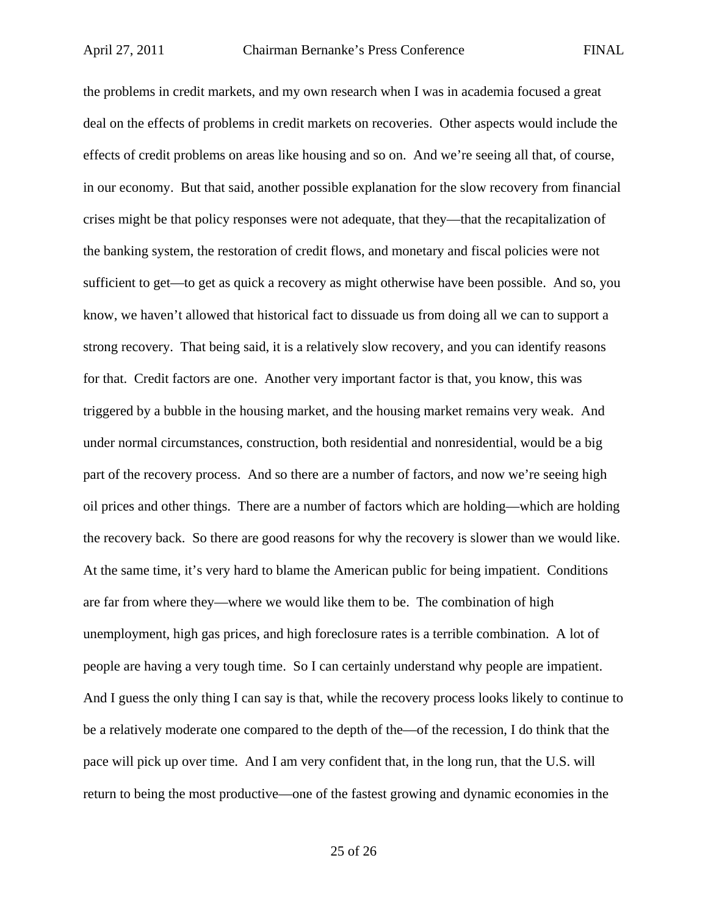the problems in credit markets, and my own research when I was in academia focused a great deal on the effects of problems in credit markets on recoveries. Other aspects would include the effects of credit problems on areas like housing and so on. And we're seeing all that, of course, in our economy. But that said, another possible explanation for the slow recovery from financial crises might be that policy responses were not adequate, that they—that the recapitalization of the banking system, the restoration of credit flows, and monetary and fiscal policies were not sufficient to get—to get as quick a recovery as might otherwise have been possible. And so, you know, we haven't allowed that historical fact to dissuade us from doing all we can to support a strong recovery. That being said, it is a relatively slow recovery, and you can identify reasons for that. Credit factors are one. Another very important factor is that, you know, this was triggered by a bubble in the housing market, and the housing market remains very weak. And under normal circumstances, construction, both residential and nonresidential, would be a big part of the recovery process. And so there are a number of factors, and now we're seeing high oil prices and other things. There are a number of factors which are holding—which are holding the recovery back. So there are good reasons for why the recovery is slower than we would like. At the same time, it's very hard to blame the American public for being impatient. Conditions are far from where they—where we would like them to be. The combination of high unemployment, high gas prices, and high foreclosure rates is a terrible combination. A lot of people are having a very tough time. So I can certainly understand why people are impatient. And I guess the only thing I can say is that, while the recovery process looks likely to continue to be a relatively moderate one compared to the depth of the—of the recession, I do think that the pace will pick up over time. And I am very confident that, in the long run, that the U.S. will return to being the most productive—one of the fastest growing and dynamic economies in the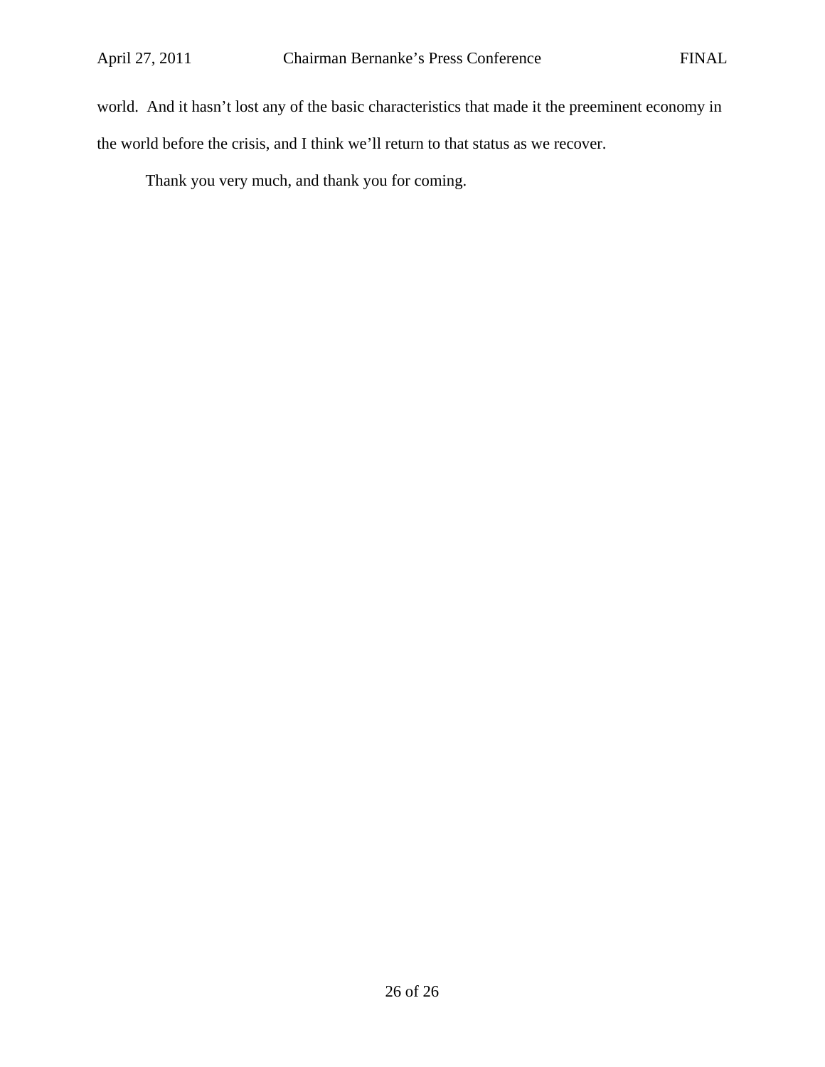world. And it hasn't lost any of the basic characteristics that made it the preeminent economy in the world before the crisis, and I think we'll return to that status as we recover.

Thank you very much, and thank you for coming.